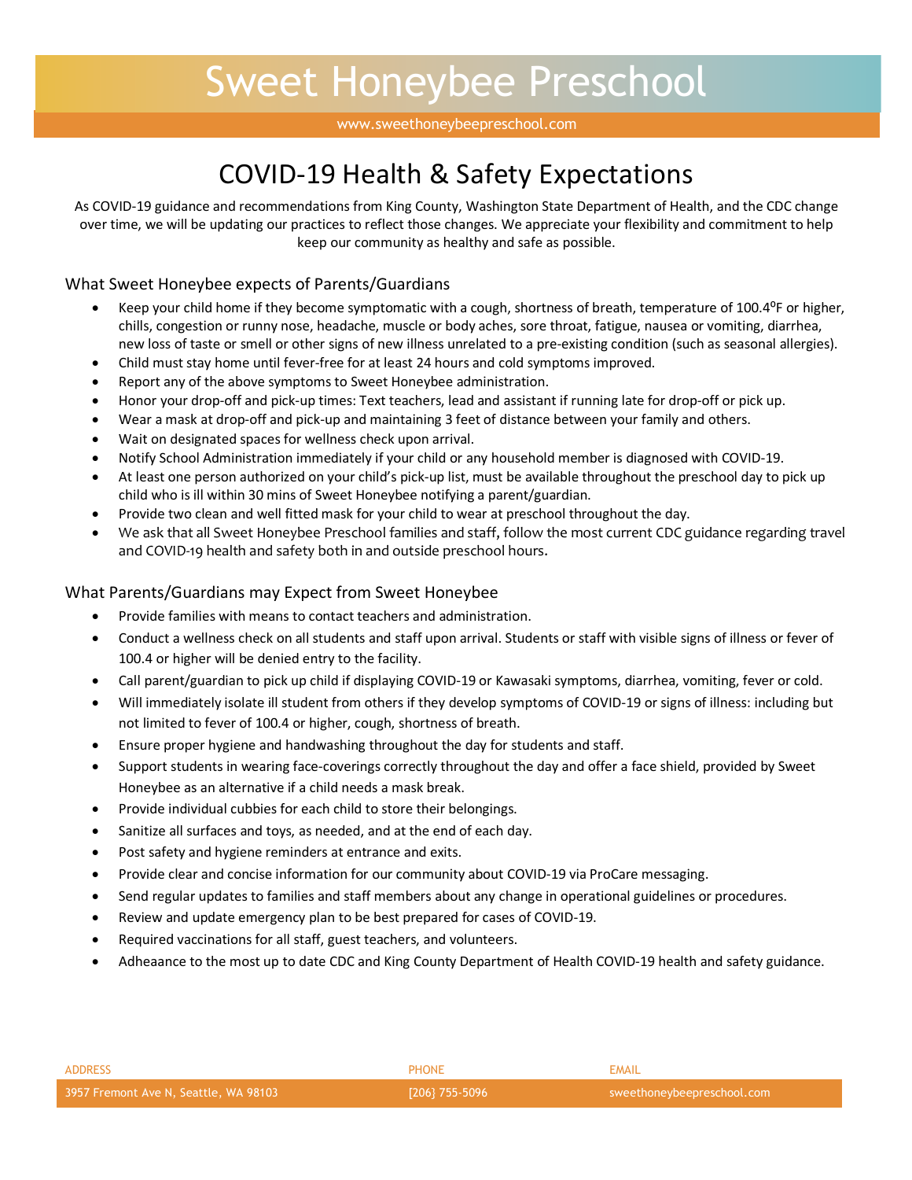# Sweet Honeybee Preschool

www.sweethoneybeepreschool.com

## COVID-19 Health & Safety Expectations

As COVID-19 guidance and recommendations from King County, Washington State Department of Health, and the CDC change over time, we will be updating our practices to reflect those changes. We appreciate your flexibility and commitment to help keep our community as healthy and safe as possible.

### What Sweet Honeybee expects of Parents/Guardians

- Keep your child home if they become symptomatic with a cough, shortness of breath, temperature of 100.4°F or higher, chills, congestion or runny nose, headache, muscle or body aches, sore throat, fatigue, nausea or vomiting, diarrhea, new loss of taste or smell or other signs of new illness unrelated to a pre-existing condition (such as seasonal allergies).
- Child must stay home until fever-free for at least 24 hours and cold symptoms improved.
- Report any of the above symptoms to Sweet Honeybee administration.
- Honor your drop-off and pick-up times: Text teachers, lead and assistant if running late for drop-off or pick up.
- Wear a mask at drop-off and pick-up and maintaining 3 feet of distance between your family and others.
- Wait on designated spaces for wellness check upon arrival.
- Notify School Administration immediately if your child or any household member is diagnosed with COVID-19.
- At least one person authorized on your child's pick-up list, must be available throughout the preschool day to pick up child who is ill within 30 mins of Sweet Honeybee notifying a parent/guardian.
- Provide two clean and well fitted mask for your child to wear at preschool throughout the day.
- We ask that all Sweet Honeybee Preschool families and staff**,** follow the most current CDC guidance regarding travel and COVID-19 health and safety both in and outside preschool hours**.**

### What Parents/Guardians may Expect from Sweet Honeybee

- Provide families with means to contact teachers and administration.
- Conduct a wellness check on all students and staff upon arrival. Students or staff with visible signs of illness or fever of 100.4 or higher will be denied entry to the facility.
- Call parent/guardian to pick up child if displaying COVID-19 or Kawasaki symptoms, diarrhea, vomiting, fever or cold.
- Will immediately isolate ill student from others if they develop symptoms of COVID-19 or signs of illness: including but not limited to fever of 100.4 or higher, cough, shortness of breath.
- Ensure proper hygiene and handwashing throughout the day for students and staff.
- Support students in wearing face-coverings correctly throughout the day and offer a face shield, provided by Sweet Honeybee as an alternative if a child needs a mask break.
- Provide individual cubbies for each child to store their belongings.
- Sanitize all surfaces and toys, as needed, and at the end of each day.
- Post safety and hygiene reminders at entrance and exits.
- Provide clear and concise information for our community about COVID-19 via ProCare messaging.
- Send regular updates to families and staff members about any change in operational guidelines or procedures.
- Review and update emergency plan to be best prepared for cases of COVID-19.
- Required vaccinations for all staff, guest teachers, and volunteers.
- Adheaance to the most up to date CDC and King County Department of Health COVID-19 health and safety guidance.

| ADDRESS | PHONE | EMAIL |
| --- | --- | --- |
| 3957 Fremont Ave N, Seattle, WA 98103 | [206] 755-5096 | sweethoneybeepreschool.com |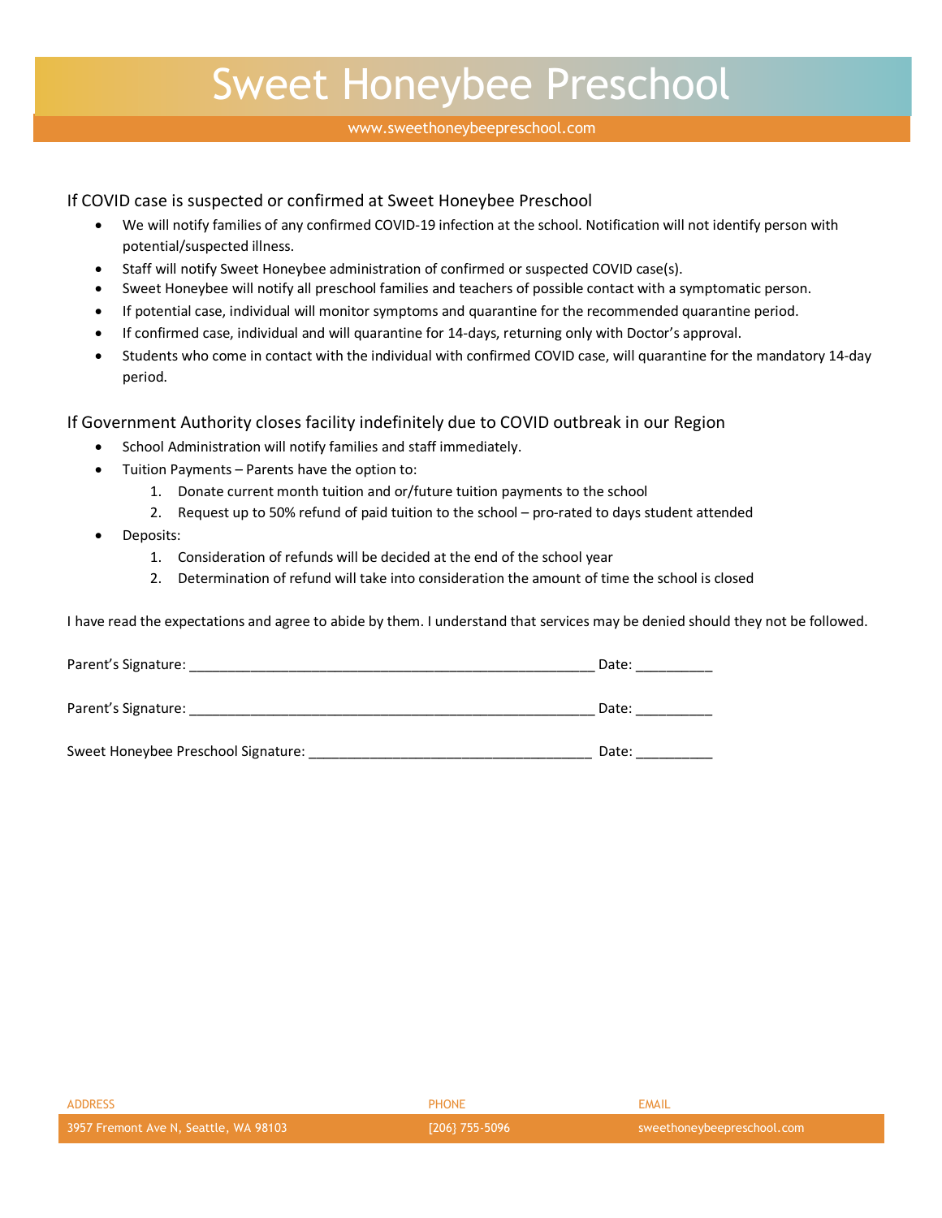# Sweet Honeybee Preschool

www.sweethoneybeepreschool.com

## If COVID case is suspected or confirmed at Sweet Honeybee Preschool

- We will notify families of any confirmed COVID-19 infection at the school. Notification will not identify person with potential/suspected illness.
- Staff will notify Sweet Honeybee administration of confirmed or suspected COVID case(s).
- Sweet Honeybee will notify all preschool families and teachers of possible contact with a symptomatic person.
- If potential case, individual will monitor symptoms and quarantine for the recommended quarantine period.
- If confirmed case, individual and will quarantine for 14-days, returning only with Doctor's approval.
- Students who come in contact with the individual with confirmed COVID case, will quarantine for the mandatory 14-day period.

## If Government Authority closes facility indefinitely due to COVID outbreak in our Region

- School Administration will notify families and staff immediately.
- Tuition Payments – Parents have the option to:
  1. Donate current month tuition and or/future tuition payments to the school
  2. Request up to 50% refund of paid tuition to the school – pro-rated to days student attended
- Deposits:
  1. Consideration of refunds will be decided at the end of the school year
  2. Determination of refund will take into consideration the amount of time the school is closed

I have read the expectations and agree to abide by them. I understand that services may be denied should they not be followed.

Parent's Signature: ________________________________________________________ Date: __________

Parent's Signature: ________________________________________________________ Date: __________

Sweet Honeybee Preschool Signature: _______________________________________ Date: __________

ADDRESS: 3957 Fremont Ave N, Seattle, WA 98103
PHONE: (206) 755-5096
EMAIL: sweethoneybeepreschool.com